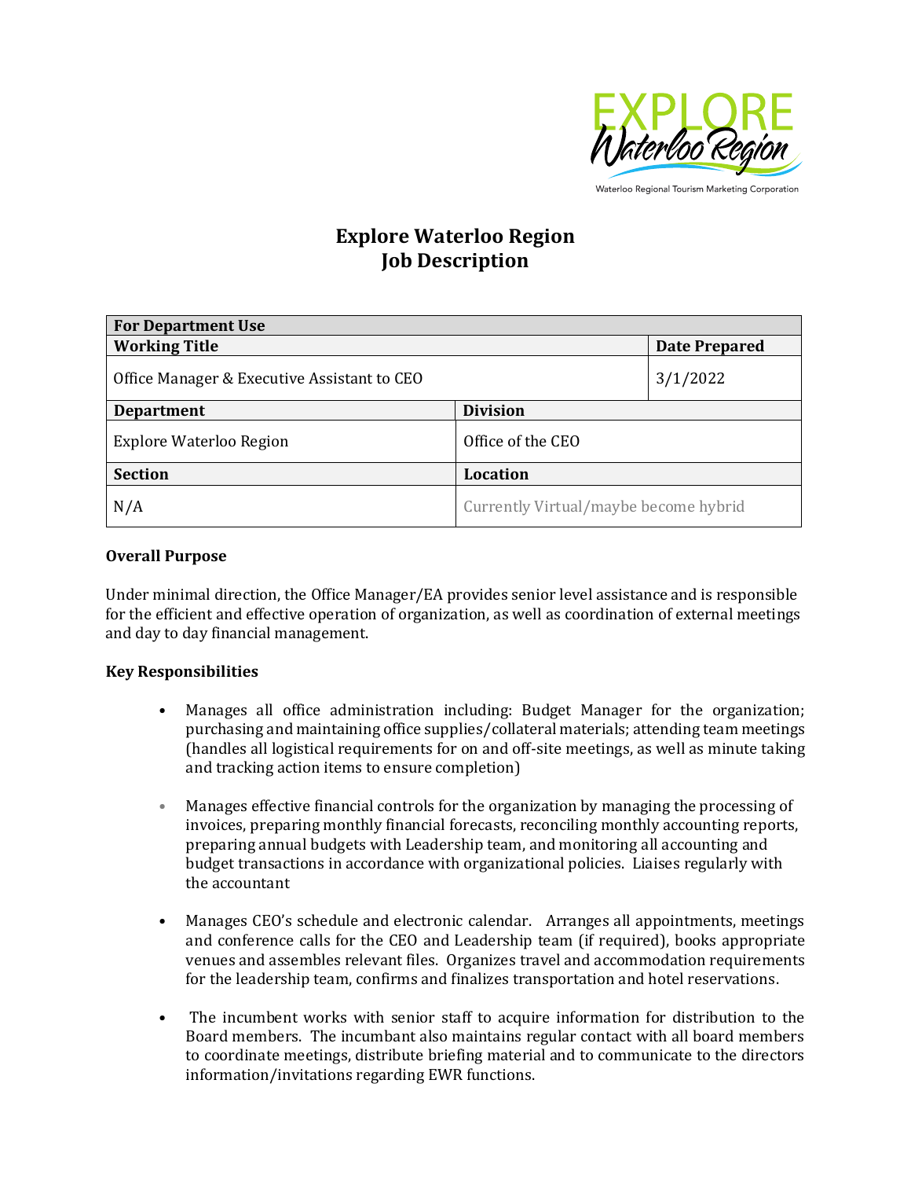# Explore Waterloo Region
# Job Description

| For Department Use | | |
|---|---|---|
| **Working Title** | | **Date Prepared** |
| Office Manager & Executive Assistant to CEO | | 3/1/2022 |
| **Department** | **Division** | |
| Explore Waterloo Region | Office of the CEO | |
| **Section** | **Location** | |
| N/A | Currently Virtual/maybe become hybrid | |

**Overall Purpose**

Under minimal direction, the Office Manager/EA provides senior level assistance and is responsible for the efficient and effective operation of organization, as well as coordination of external meetings and day to day financial management.

**Key Responsibilities**

- Manages all office administration including: Budget Manager for the organization; purchasing and maintaining office supplies/collateral materials; attending team meetings (handles all logistical requirements for on and off-site meetings, as well as minute taking and tracking action items to ensure completion)

- Manages effective financial controls for the organization by managing the processing of invoices, preparing monthly financial forecasts, reconciling monthly accounting reports, preparing annual budgets with Leadership team, and monitoring all accounting and budget transactions in accordance with organizational policies. Liaises regularly with the accountant

- Manages CEO's schedule and electronic calendar. Arranges all appointments, meetings and conference calls for the CEO and Leadership team (if required), books appropriate venues and assembles relevant files. Organizes travel and accommodation requirements for the leadership team, confirms and finalizes transportation and hotel reservations.

- The incumbent works with senior staff to acquire information for distribution to the Board members. The incumbant also maintains regular contact with all board members to coordinate meetings, distribute briefing material and to communicate to the directors information/invitations regarding EWR functions.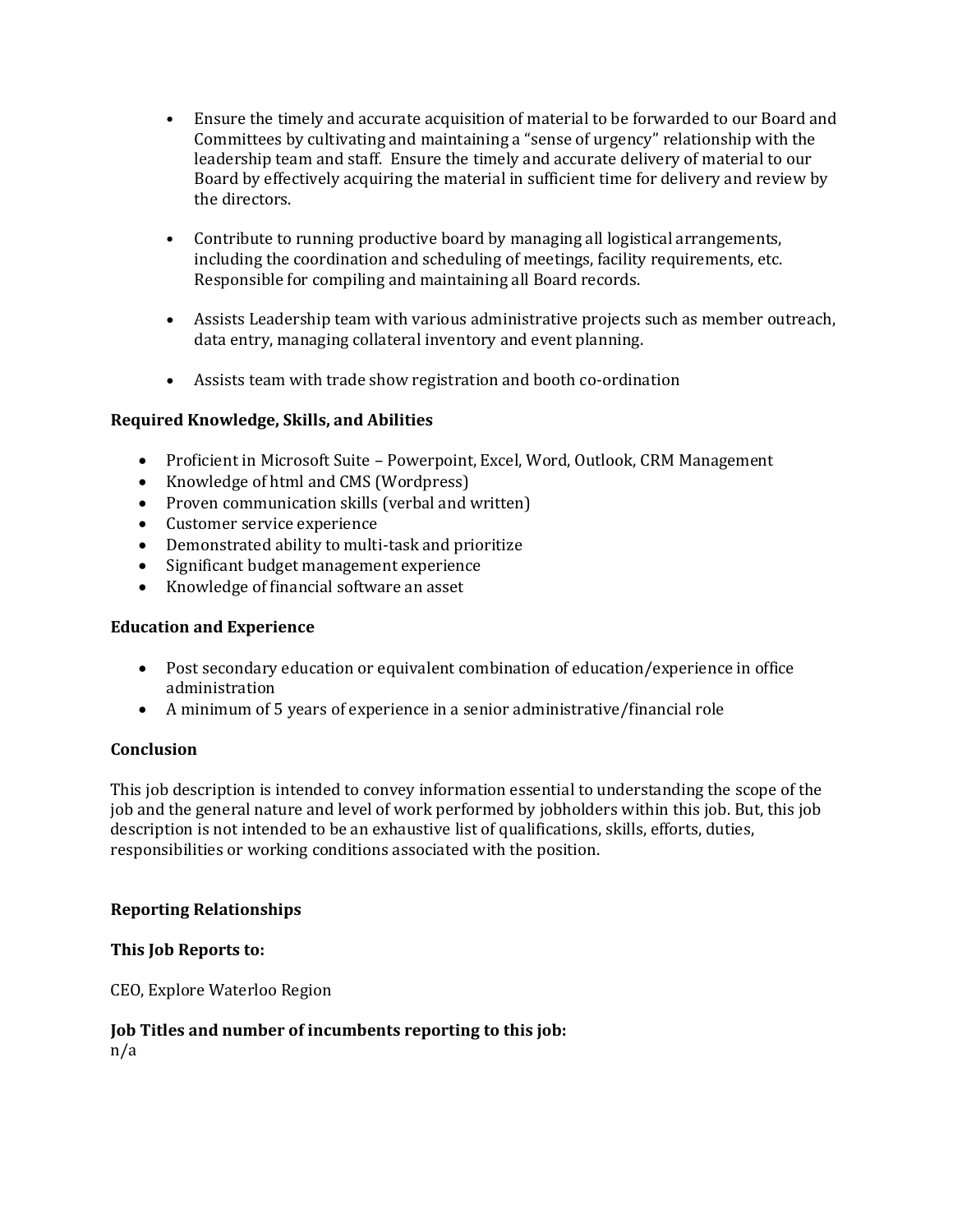- Ensure the timely and accurate acquisition of material to be forwarded to our Board and Committees by cultivating and maintaining a "sense of urgency" relationship with the leadership team and staff. Ensure the timely and accurate delivery of material to our Board by effectively acquiring the material in sufficient time for delivery and review by the directors.

- Contribute to running productive board by managing all logistical arrangements, including the coordination and scheduling of meetings, facility requirements, etc. Responsible for compiling and maintaining all Board records.

- Assists Leadership team with various administrative projects such as member outreach, data entry, managing collateral inventory and event planning.

- Assists team with trade show registration and booth co-ordination

**Required Knowledge, Skills, and Abilities**

- Proficient in Microsoft Suite – Powerpoint, Excel, Word, Outlook, CRM Management
- Knowledge of html and CMS (Wordpress)
- Proven communication skills (verbal and written)
- Customer service experience
- Demonstrated ability to multi-task and prioritize
- Significant budget management experience
- Knowledge of financial software an asset

**Education and Experience**

- Post secondary education or equivalent combination of education/experience in office administration
- A minimum of 5 years of experience in a senior administrative/financial role

**Conclusion**

This job description is intended to convey information essential to understanding the scope of the job and the general nature and level of work performed by jobholders within this job. But, this job description is not intended to be an exhaustive list of qualifications, skills, efforts, duties, responsibilities or working conditions associated with the position.

**Reporting Relationships**

**This Job Reports to:**

CEO, Explore Waterloo Region

**Job Titles and number of incumbents reporting to this job:**
n/a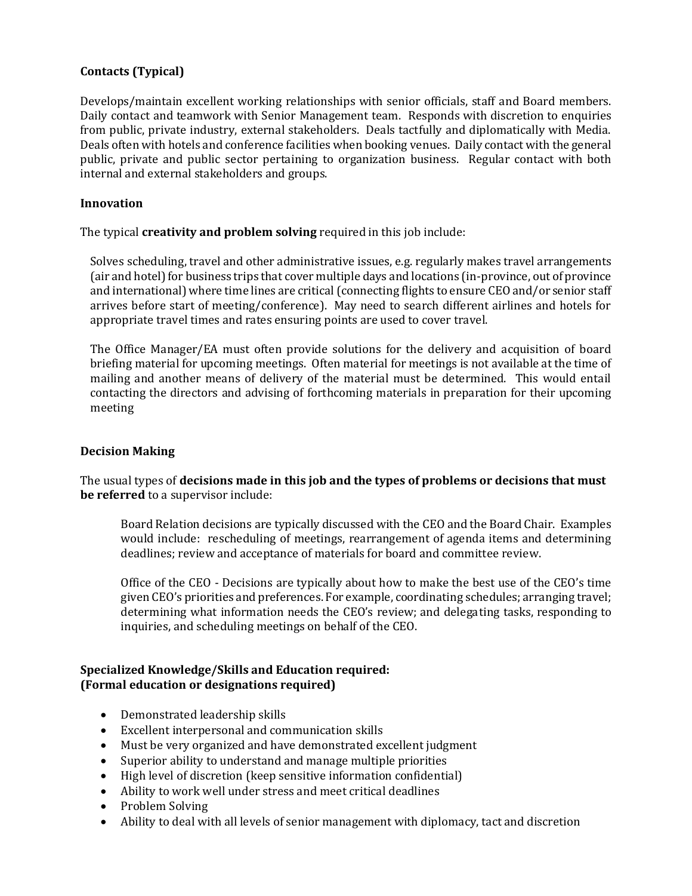**Contacts (Typical)**

Develops/maintain excellent working relationships with senior officials, staff and Board members. Daily contact and teamwork with Senior Management team. Responds with discretion to enquiries from public, private industry, external stakeholders. Deals tactfully and diplomatically with Media. Deals often with hotels and conference facilities when booking venues. Daily contact with the general public, private and public sector pertaining to organization business. Regular contact with both internal and external stakeholders and groups.

**Innovation**

The typical **creativity and problem solving** required in this job include:

Solves scheduling, travel and other administrative issues, e.g. regularly makes travel arrangements (air and hotel) for business trips that cover multiple days and locations (in-province, out of province and international) where time lines are critical (connecting flights to ensure CEO and/or senior staff arrives before start of meeting/conference). May need to search different airlines and hotels for appropriate travel times and rates ensuring points are used to cover travel.

The Office Manager/EA must often provide solutions for the delivery and acquisition of board briefing material for upcoming meetings. Often material for meetings is not available at the time of mailing and another means of delivery of the material must be determined. This would entail contacting the directors and advising of forthcoming materials in preparation for their upcoming meeting

**Decision Making**

The usual types of **decisions made in this job and the types of problems or decisions that must be referred** to a supervisor include:

Board Relation decisions are typically discussed with the CEO and the Board Chair. Examples would include: rescheduling of meetings, rearrangement of agenda items and determining deadlines; review and acceptance of materials for board and committee review.

Office of the CEO - Decisions are typically about how to make the best use of the CEO's time given CEO's priorities and preferences. For example, coordinating schedules; arranging travel; determining what information needs the CEO's review; and delegating tasks, responding to inquiries, and scheduling meetings on behalf of the CEO.

**Specialized Knowledge/Skills and Education required:**
**(Formal education or designations required)**

- Demonstrated leadership skills
- Excellent interpersonal and communication skills
- Must be very organized and have demonstrated excellent judgment
- Superior ability to understand and manage multiple priorities
- High level of discretion (keep sensitive information confidential)
- Ability to work well under stress and meet critical deadlines
- Problem Solving
- Ability to deal with all levels of senior management with diplomacy, tact and discretion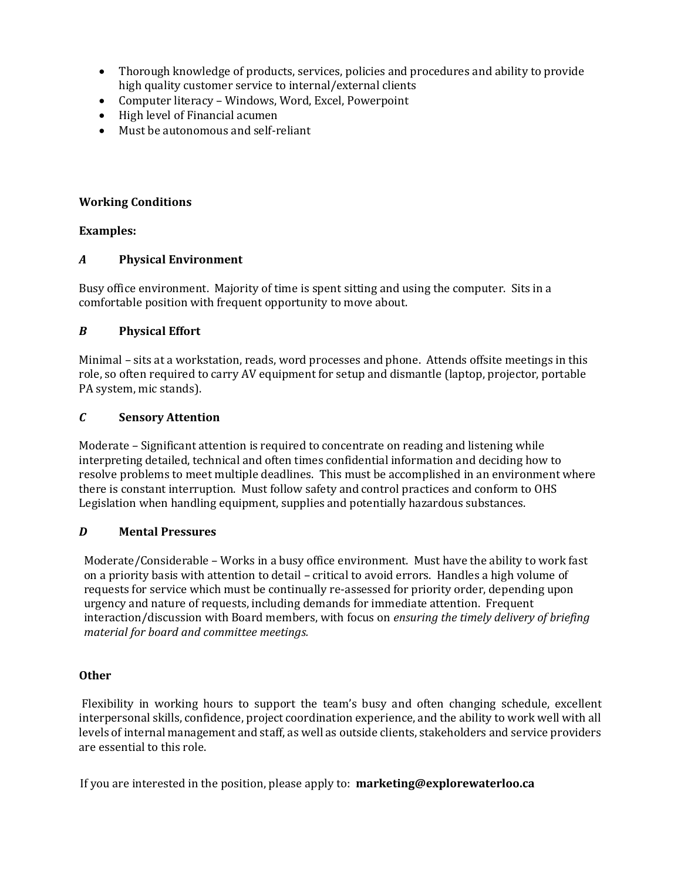- Thorough knowledge of products, services, policies and procedures and ability to provide high quality customer service to internal/external clients
- Computer literacy – Windows, Word, Excel, Powerpoint
- High level of Financial acumen
- Must be autonomous and self-reliant

**Working Conditions**

**Examples:**

***A*** **Physical Environment**

Busy office environment. Majority of time is spent sitting and using the computer. Sits in a comfortable position with frequent opportunity to move about.

***B*** **Physical Effort**

Minimal – sits at a workstation, reads, word processes and phone. Attends offsite meetings in this role, so often required to carry AV equipment for setup and dismantle (laptop, projector, portable PA system, mic stands).

***C*** **Sensory Attention**

Moderate – Significant attention is required to concentrate on reading and listening while interpreting detailed, technical and often times confidential information and deciding how to resolve problems to meet multiple deadlines. This must be accomplished in an environment where there is constant interruption. Must follow safety and control practices and conform to OHS Legislation when handling equipment, supplies and potentially hazardous substances.

***D*** **Mental Pressures**

Moderate/Considerable – Works in a busy office environment. Must have the ability to work fast on a priority basis with attention to detail – critical to avoid errors. Handles a high volume of requests for service which must be continually re-assessed for priority order, depending upon urgency and nature of requests, including demands for immediate attention. Frequent interaction/discussion with Board members, with focus on *ensuring the timely delivery of briefing material for board and committee meetings.*

**Other**

Flexibility in working hours to support the team's busy and often changing schedule, excellent interpersonal skills, confidence, project coordination experience, and the ability to work well with all levels of internal management and staff, as well as outside clients, stakeholders and service providers are essential to this role.

If you are interested in the position, please apply to: **marketing@explorewaterloo.ca**